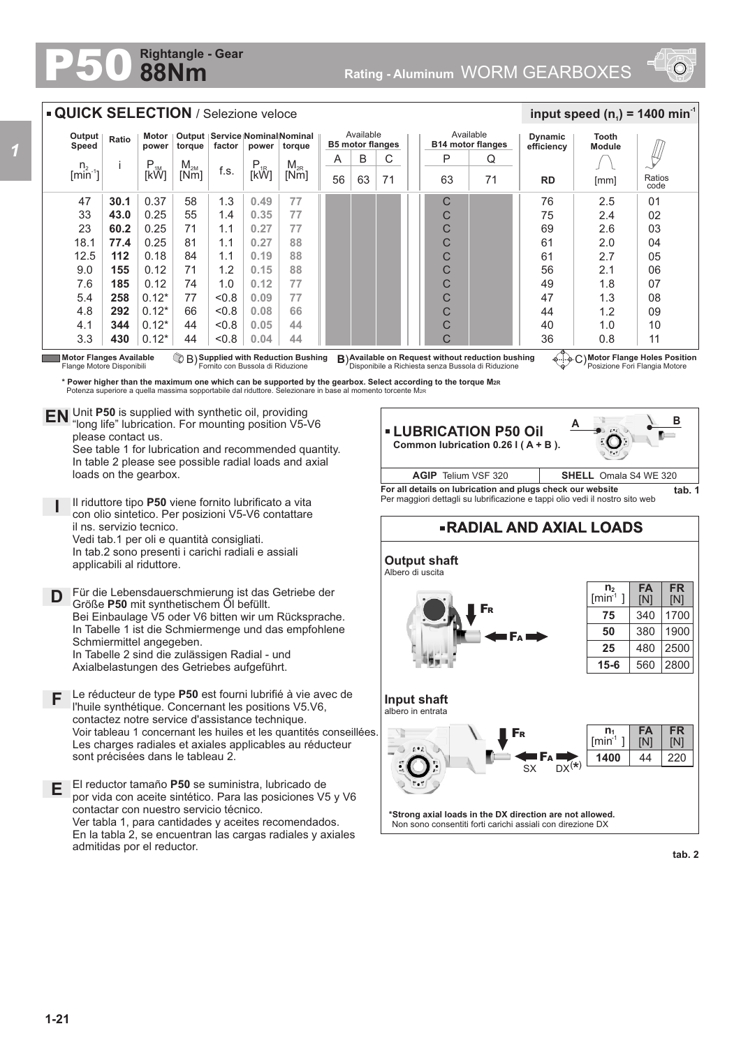# P50 Rightangle - Gear 88Nm

Rating - Aluminum WORM GEARBOXES

## QUICK SELECTION / Selezione veloce

input speed ($n_1$) = 1400 min$^{-1}$

| Output Speed | Ratio | Motor power | Output torque | Service factor | Nominal power | Nominal torque | Available B5 motor flanges | | | Available B14 motor flanges | | Dynamic efficiency | Tooth Module | |
|---|---|---|---|---|---|---|---|---|---|---|---|---|---|---|
| | | | | | | | A | B | C | P | Q | | | |
| $n_2$ [min$^{-1}$] | i | $P_{1M}$ [kW] | $M_{2M}$ [Nm] | f.s. | $P_{1R}$ [kW] | $M_{2R}$ [Nm] | 56 | 63 | 71 | 63 | 71 | RD | [mm] | Ratios code |
| 47 | **30.1** | 0.37 | 58 | 1.3 | 0.49 | 77 | | | | C | | 76 | 2.5 | 01 |
| 33 | **43.0** | 0.25 | 55 | 1.4 | 0.35 | 77 | | | | C | | 75 | 2.4 | 02 |
| 23 | **60.2** | 0.25 | 71 | 1.1 | 0.27 | 77 | | | | C | | 69 | 2.6 | 03 |
| 18.1 | **77.4** | 0.25 | 81 | 1.1 | 0.27 | 88 | | | | C | | 61 | 2.0 | 04 |
| 12.5 | **112** | 0.18 | 84 | 1.1 | 0.19 | 88 | | | | C | | 61 | 2.7 | 05 |
| 9.0 | **155** | 0.12 | 71 | 1.2 | 0.15 | 88 | | | | C | | 56 | 2.1 | 06 |
| 7.6 | **185** | 0.12 | 74 | 1.0 | 0.12 | 77 | | | | C | | 49 | 1.8 | 07 |
| 5.4 | **258** | 0.12* | 77 | <0.8 | 0.09 | 77 | | | | C | | 47 | 1.3 | 08 |
| 4.8 | **292** | 0.12* | 66 | <0.8 | 0.08 | 66 | | | | C | | 44 | 1.2 | 09 |
| 4.1 | **344** | 0.12* | 44 | <0.8 | 0.05 | 44 | | | | C | | 40 | 1.0 | 10 |
| 3.3 | **430** | 0.12* | 44 | <0.8 | 0.04 | 44 | | | | C | | 36 | 0.8 | 11 |

**Motor Flanges Available** / Flange Motore Disponibili — B) **Supplied with Reduction Bushing** / Fornito con Bussola di Riduzione — B) **Available on Request without reduction bushing** / Disponibile a Richiesta senza Bussola di Riduzione — C) **Motor Flange Holes Position** / Posizione Fori Flangia Motore

**\* Power higher than the maximum one which can be supported by the gearbox. Select according to the torque $M_{2R}$**
Potenza superiore a quella massima sopportabile dal riduttore. Selezionare in base al momento torcente $M_{2R}$

**EN** Unit **P50** is supplied with synthetic oil, providing "long life" lubrication. For mounting position V5-V6 please contact us.
See table 1 for lubrication and recommended quantity.
In table 2 please see possible radial loads and axial loads on the gearbox.

**I** Il riduttore tipo **P50** viene fornito lubrificato a vita con olio sintetico. Per posizioni V5-V6 contattare il ns. servizio tecnico.
Vedi tab.1 per oli e quantità consigliati.
In tab.2 sono presenti i carichi radiali e assiali applicabili al riduttore.

**D** Für die Lebensdauerschmierung ist das Getriebe der Größe **P50** mit synthetischem Öl befüllt.
Bei Einbaulage V5 oder V6 bitten wir um Rücksprache.
In Tabelle 1 ist die Schmiermenge und das empfohlene Schmiermittel angegeben.
In Tabelle 2 sind die zulässigen Radial - und Axialbelastungen des Getriebes aufgeführt.

**F** Le réducteur de type **P50** est fourni lubrifié à vie avec de l'huile synthétique. Concernant les positions V5.V6, contactez notre service d'assistance technique.
Voir tableau 1 concernant les huiles et les quantités conseillées.
Les charges radiales et axiales applicables au réducteur sont précisées dans le tableau 2.

**E** El reductor tamaño **P50** se suministra, lubricado de por vida con aceite sintético. Para las posiciones V5 y V6 contactar con nuestro servicio técnico.
Ver tabla 1, para cantidades y aceites recomendados.
En la tabla 2, se encuentran las cargas radiales y axiales admitidas por el reductor.

## LUBRICATION P50 Oil

Common lubrication 0.26 l ( A + B ).

| AGIP | SHELL |
|---|---|
| Telium VSF 320 | Omala S4 WE 320 |

**For all details on lubrication and plugs check our website**
Per maggiori dettagli su lubrificazione e tappi olio vedi il nostro sito web

tab. 1

## RADIAL AND AXIAL LOADS

**Output shaft**
Albero di uscita

| $n_2$ [min$^{-1}$] | FA [N] | FR [N] |
|---|---|---|
| **75** | 340 | 1700 |
| **50** | 380 | 1900 |
| **25** | 480 | 2500 |
| **15-6** | 560 | 2800 |

**Input shaft**
albero in entrata

| $n_1$ [min$^{-1}$] | FA [N] | FR [N] |
|---|---|---|
| **1400** | 44 | 220 |

SX DX(*)

**\*Strong axial loads in the DX direction are not allowed.**
Non sono consentiti forti carichi assiali con direzione DX

tab. 2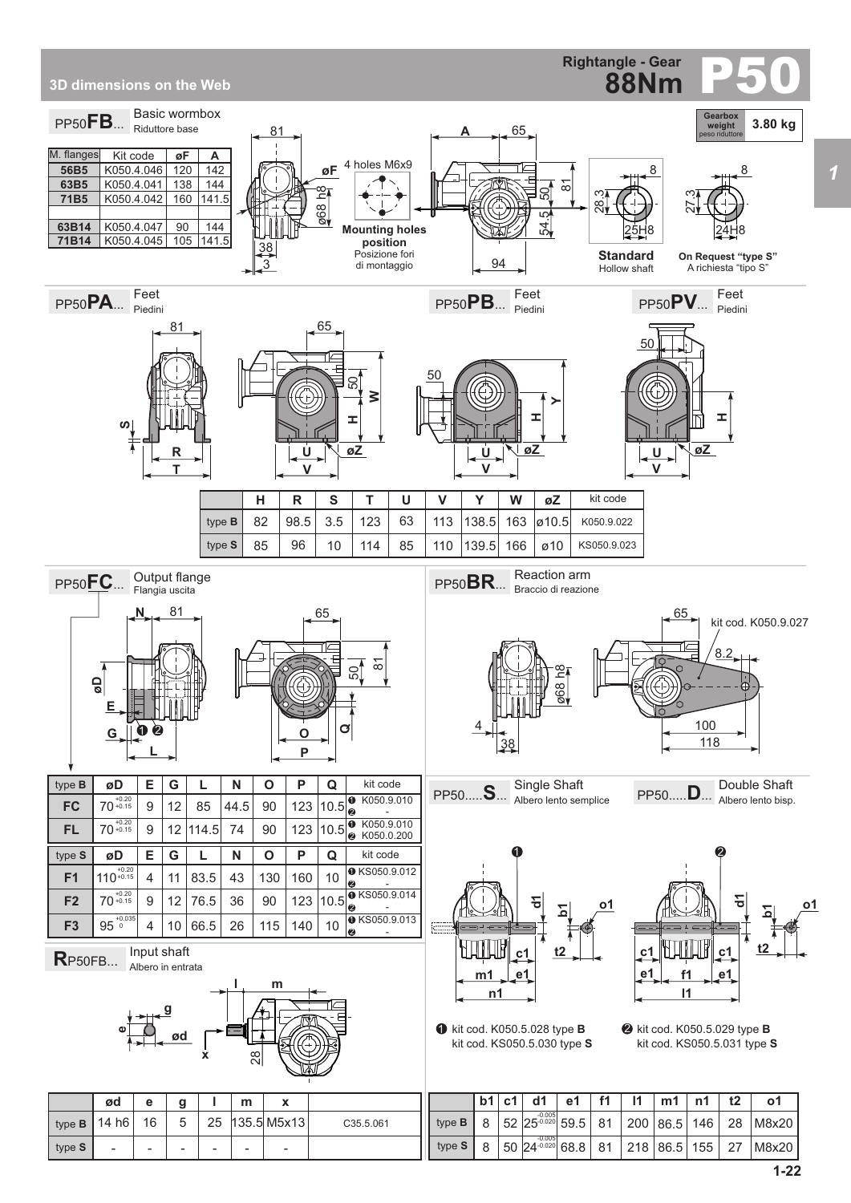# Rightangle - Gear 88Nm P50

3D dimensions on the Web

## PP50FB... Basic wormbox
Riduttore base

| M. flanges | Kit code | øF | A |
|---|---|---|---|
| 56B5 | K050.4.046 | 120 | 142 |
| 63B5 | K050.4.041 | 138 | 144 |
| 71B5 | K050.4.042 | 160 | 141.5 |
| | | | |
| 63B14 | K050.4.047 | 90 | 144 |
| 71B14 | K050.4.045 | 105 | 141.5 |

| Gearbox weight / peso riduttore | 3.80 kg |
|---|---|

4 holes M6x9

**Mounting holes position**
Posizione fori di montaggio

**Standard**
Hollow shaft

**On Request "type S"**
A richiesta "tipo S"

## PP50PA... Feet
Piedini

## PP50PB... Feet
Piedini

## PP50PV... Feet
Piedini

| | H | R | S | T | U | V | Y | W | øZ | kit code |
|---|---|---|---|---|---|---|---|---|---|---|
| type B | 82 | 98.5 | 3.5 | 123 | 63 | 113 | 138.5 | 163 | ø10.5 | K050.9.022 |
| type S | 85 | 96 | 10 | 114 | 85 | 110 | 139.5 | 166 | ø10 | KS050.9.023 |

## PP50FC... Output flange
Flangia uscita

| type B | øD | E | G | L | N | O | P | Q | kit code |
|---|---|---|---|---|---|---|---|---|---|
| FC | $70^{+0.20}_{+0.15}$ | 9 | 12 | 85 | 44.5 | 90 | 123 | 10.5 | ❶ K050.9.010 ❷ - |
| FL | $70^{+0.20}_{+0.15}$ | 9 | 12 | 114.5 | 74 | 90 | 123 | 10.5 | ❶ K050.9.010 ❷ K050.0.200 |

| type S | øD | E | G | L | N | O | P | Q | kit code |
|---|---|---|---|---|---|---|---|---|---|
| F1 | $110^{+0.20}_{+0.15}$ | 4 | 11 | 83.5 | 43 | 130 | 160 | 10 | ❶ KS050.9.012 ❷ - |
| F2 | $70^{+0.20}_{+0.15}$ | 9 | 12 | 76.5 | 36 | 90 | 123 | 10.5 | ❶ KS050.9.014 ❷ - |
| F3 | $95^{+0.035}_{0}$ | 4 | 10 | 66.5 | 26 | 115 | 140 | 10 | ❶ KS050.9.013 ❷ - |

## PP50BR... Reaction arm
Braccio di reazione

kit cod. K050.9.027

## RP50FB... Input shaft
Albero in entrata

| | ød | e | g | l | m | x | |
|---|---|---|---|---|---|---|---|
| type B | 14 h6 | 16 | 5 | 25 | 135.5 | M5x13 | C35.5.061 |
| type S | - | - | - | - | - | - | |

## PP50.....S... Single Shaft
Albero lento semplice

## PP50.....D... Double Shaft
Albero lento bisp.

❶ kit cod. K050.5.028 type **B**
kit cod. KS050.5.030 type **S**

❷ kit cod. K050.5.029 type **B**
kit cod. KS050.5.031 type **S**

| | b1 | c1 | d1 | e1 | f1 | l1 | m1 | n1 | t2 | o1 |
|---|---|---|---|---|---|---|---|---|---|---|
| type B | 8 | 52 | $25^{-0.005}_{-0.020}$ | 59.5 | 81 | 200 | 86.5 | 146 | 28 | M8x20 |
| type S | 8 | 50 | $24^{-0.005}_{-0.020}$ | 68.8 | 81 | 218 | 86.5 | 155 | 27 | M8x20 |